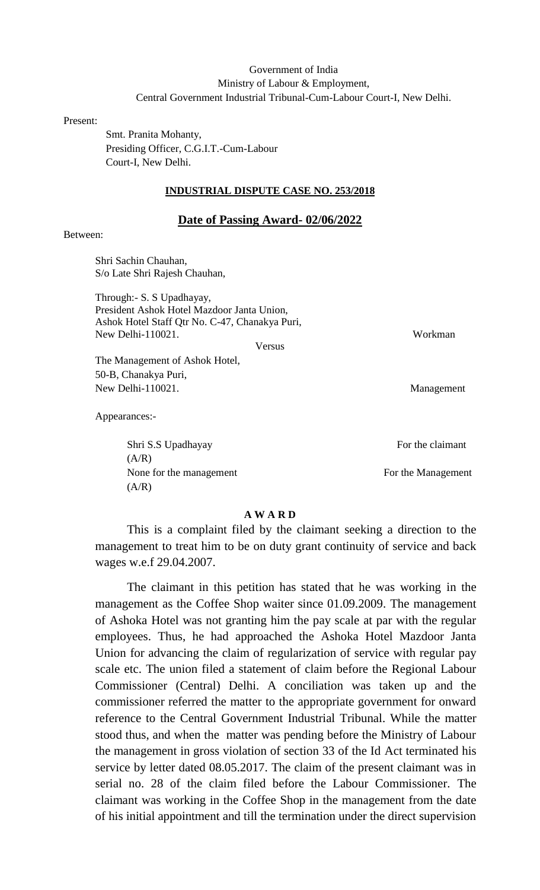Government of India
Ministry of Labour & Employment,
Central Government Industrial Tribunal-Cum-Labour Court-I, New Delhi.

Present:

Smt. Pranita Mohanty,
Presiding Officer, C.G.I.T.-Cum-Labour
Court-I, New Delhi.

**INDUSTRIAL DISPUTE CASE NO. 253/2018**

**Date of Passing Award- 02/06/2022**

Between:

Shri Sachin Chauhan,
S/o Late Shri Rajesh Chauhan,

Through:- S. S Upadhayay,
President Ashok Hotel Mazdoor Janta Union,
Ashok Hotel Staff Qtr No. C-47, Chanakya Puri,
New Delhi-110021. Workman

Versus

The Management of Ashok Hotel,
50-B, Chanakya Puri,
New Delhi-110021. Management

Appearances:-

Shri S.S Upadhayay (A/R) — For the claimant
None for the management (A/R) — For the Management

**A W A R D**

This is a complaint filed by the claimant seeking a direction to the management to treat him to be on duty grant continuity of service and back wages w.e.f 29.04.2007.

The claimant in this petition has stated that he was working in the management as the Coffee Shop waiter since 01.09.2009. The management of Ashoka Hotel was not granting him the pay scale at par with the regular employees. Thus, he had approached the Ashoka Hotel Mazdoor Janta Union for advancing the claim of regularization of service with regular pay scale etc. The union filed a statement of claim before the Regional Labour Commissioner (Central) Delhi. A conciliation was taken up and the commissioner referred the matter to the appropriate government for onward reference to the Central Government Industrial Tribunal. While the matter stood thus, and when the matter was pending before the Ministry of Labour the management in gross violation of section 33 of the Id Act terminated his service by letter dated 08.05.2017. The claim of the present claimant was in serial no. 28 of the claim filed before the Labour Commissioner. The claimant was working in the Coffee Shop in the management from the date of his initial appointment and till the termination under the direct supervision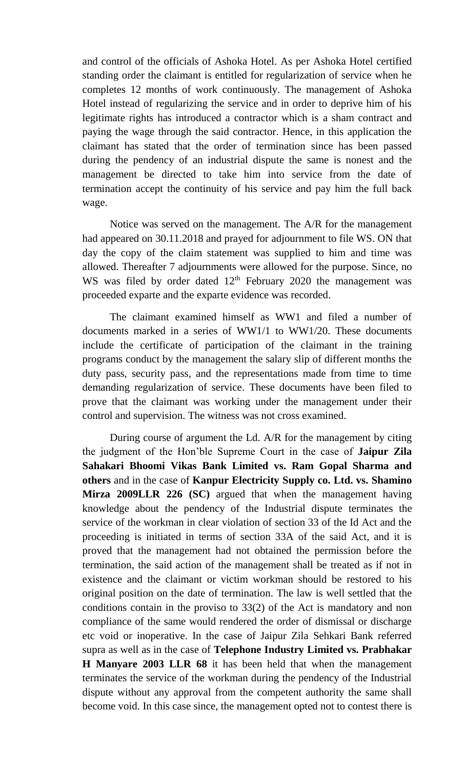and control of the officials of Ashoka Hotel. As per Ashoka Hotel certified standing order the claimant is entitled for regularization of service when he completes 12 months of work continuously. The management of Ashoka Hotel instead of regularizing the service and in order to deprive him of his legitimate rights has introduced a contractor which is a sham contract and paying the wage through the said contractor. Hence, in this application the claimant has stated that the order of termination since has been passed during the pendency of an industrial dispute the same is nonest and the management be directed to take him into service from the date of termination accept the continuity of his service and pay him the full back wage.

Notice was served on the management. The A/R for the management had appeared on 30.11.2018 and prayed for adjournment to file WS. ON that day the copy of the claim statement was supplied to him and time was allowed. Thereafter 7 adjournments were allowed for the purpose. Since, no WS was filed by order dated 12th February 2020 the management was proceeded exparte and the exparte evidence was recorded.

The claimant examined himself as WW1 and filed a number of documents marked in a series of WW1/1 to WW1/20. These documents include the certificate of participation of the claimant in the training programs conduct by the management the salary slip of different months the duty pass, security pass, and the representations made from time to time demanding regularization of service. These documents have been filed to prove that the claimant was working under the management under their control and supervision. The witness was not cross examined.

During course of argument the Ld. A/R for the management by citing the judgment of the Hon'ble Supreme Court in the case of **Jaipur Zila Sahakari Bhoomi Vikas Bank Limited vs. Ram Gopal Sharma and others** and in the case of **Kanpur Electricity Supply co. Ltd. vs. Shamino Mirza 2009LLR 226 (SC)** argued that when the management having knowledge about the pendency of the Industrial dispute terminates the service of the workman in clear violation of section 33 of the Id Act and the proceeding is initiated in terms of section 33A of the said Act, and it is proved that the management had not obtained the permission before the termination, the said action of the management shall be treated as if not in existence and the claimant or victim workman should be restored to his original position on the date of termination. The law is well settled that the conditions contain in the proviso to 33(2) of the Act is mandatory and non compliance of the same would rendered the order of dismissal or discharge etc void or inoperative. In the case of Jaipur Zila Sehkari Bank referred supra as well as in the case of **Telephone Industry Limited vs. Prabhakar H Manyare 2003 LLR 68** it has been held that when the management terminates the service of the workman during the pendency of the Industrial dispute without any approval from the competent authority the same shall become void. In this case since, the management opted not to contest there is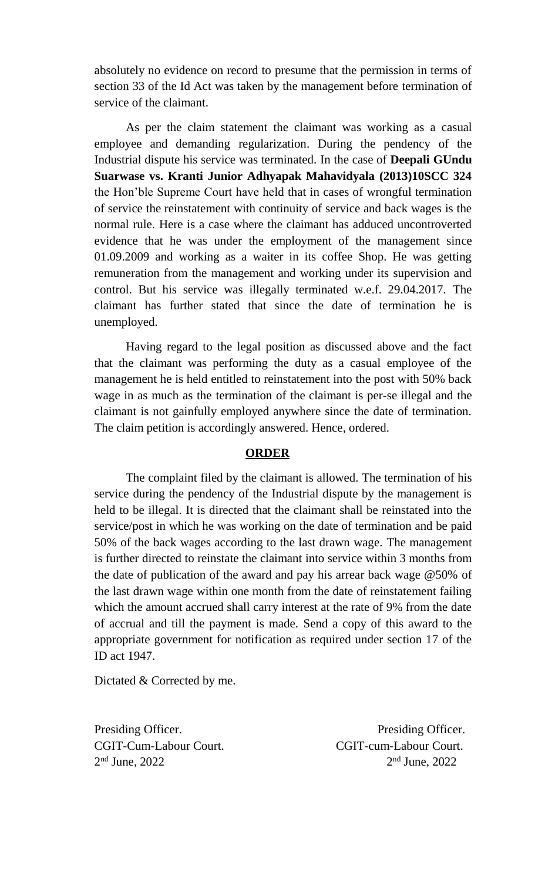absolutely no evidence on record to presume that the permission in terms of section 33 of the Id Act was taken by the management before termination of service of the claimant.

As per the claim statement the claimant was working as a casual employee and demanding regularization. During the pendency of the Industrial dispute his service was terminated. In the case of **Deepali GUndu Suarwase vs. Kranti Junior Adhyapak Mahavidyala (2013)10SCC 324** the Hon'ble Supreme Court have held that in cases of wrongful termination of service the reinstatement with continuity of service and back wages is the normal rule. Here is a case where the claimant has adduced uncontroverted evidence that he was under the employment of the management since 01.09.2009 and working as a waiter in its coffee Shop. He was getting remuneration from the management and working under its supervision and control. But his service was illegally terminated w.e.f. 29.04.2017. The claimant has further stated that since the date of termination he is unemployed.

Having regard to the legal position as discussed above and the fact that the claimant was performing the duty as a casual employee of the management he is held entitled to reinstatement into the post with 50% back wage in as much as the termination of the claimant is per-se illegal and the claimant is not gainfully employed anywhere since the date of termination. The claim petition is accordingly answered. Hence, ordered.

## ORDER

The complaint filed by the claimant is allowed. The termination of his service during the pendency of the Industrial dispute by the management is held to be illegal. It is directed that the claimant shall be reinstated into the service/post in which he was working on the date of termination and be paid 50% of the back wages according to the last drawn wage. The management is further directed to reinstate the claimant into service within 3 months from the date of publication of the award and pay his arrear back wage @50% of the last drawn wage within one month from the date of reinstatement failing which the amount accrued shall carry interest at the rate of 9% from the date of accrual and till the payment is made. Send a copy of this award to the appropriate government for notification as required under section 17 of the ID act 1947.

Dictated & Corrected by me.

Presiding Officer.
CGIT-Cum-Labour Court.
2nd June, 2022

Presiding Officer.
CGIT-cum-Labour Court.
2nd June, 2022